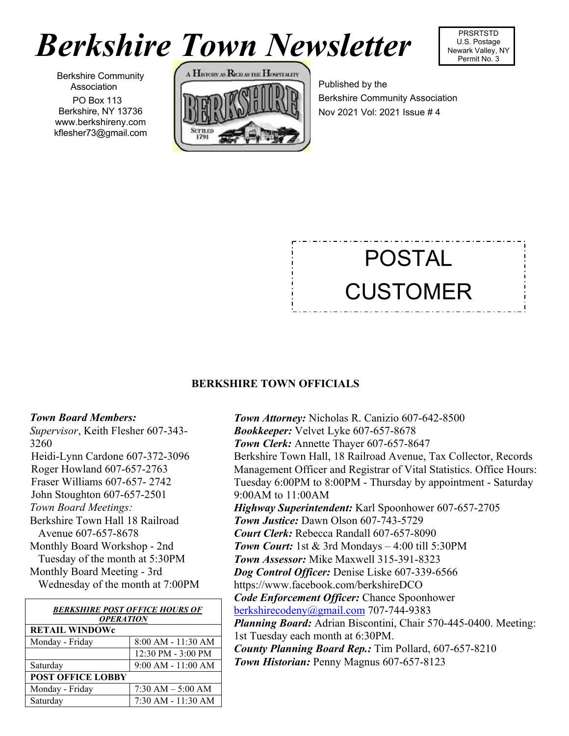# Berkshire Town Newsletter

PRSRTSTD
U.S. Postage
Newark Valley, NY
Permit No. 3

Berkshire Community Association
PO Box 113
Berkshire, NY 13736
www.berkshireny.com
kflesher73@gmail.com

Published by the
Berkshire Community Association
Nov 2021 Vol: 2021 Issue # 4

POSTAL CUSTOMER

## BERKSHIRE TOWN OFFICIALS

***Town Board Members:***
*Supervisor*, Keith Flesher 607-343-3260
Heidi-Lynn Cardone 607-372-3096
Roger Howland 607-657-2763
Fraser Williams 607-657- 2742
John Stoughton 607-657-2501

*Town Board Meetings:*
Berkshire Town Hall 18 Railroad Avenue 607-657-8678
Monthly Board Workshop - 2nd Tuesday of the month at 5:30PM
Monthly Board Meeting - 3rd Wednesday of the month at 7:00PM

| ***BERKSHIRE POST OFFICE HOURS OF OPERATION*** | |
|---|---|
| **RETAIL WINDOWc** | |
| Monday - Friday | 8:00 AM - 11:30 AM |
| | 12:30 PM - 3:00 PM |
| Saturday | 9:00 AM - 11:00 AM |
| **POST OFFICE LOBBY** | |
| Monday - Friday | 7:30 AM – 5:00 AM |
| Saturday | 7:30 AM - 11:30 AM |

***Town Attorney:*** Nicholas R. Canizio 607-642-8500
***Bookkeeper:*** Velvet Lyke 607-657-8678
***Town Clerk:*** Annette Thayer 607-657-8647
Berkshire Town Hall, 18 Railroad Avenue, Tax Collector, Records Management Officer and Registrar of Vital Statistics. Office Hours: Tuesday 6:00PM to 8:00PM - Thursday by appointment - Saturday 9:00AM to 11:00AM
***Highway Superintendent:*** Karl Spoonhower 607-657-2705
***Town Justice:*** Dawn Olson 607-743-5729
***Court Clerk:*** Rebecca Randall 607-657-8090
***Town Court:*** 1st & 3rd Mondays – 4:00 till 5:30PM
***Town Assessor:*** Mike Maxwell 315-391-8323
***Dog Control Officer:*** Denise Liske 607-339-6566
https://www.facebook.com/berkshireDCO
***Code Enforcement Officer:*** Chance Spoonhower
berkshirecodeny@gmail.com 707-744-9383
***Planning Board:*** Adrian Biscontini, Chair 570-445-0400. Meeting: 1st Tuesday each month at 6:30PM.
***County Planning Board Rep.:*** Tim Pollard, 607-657-8210
***Town Historian:*** Penny Magnus 607-657-8123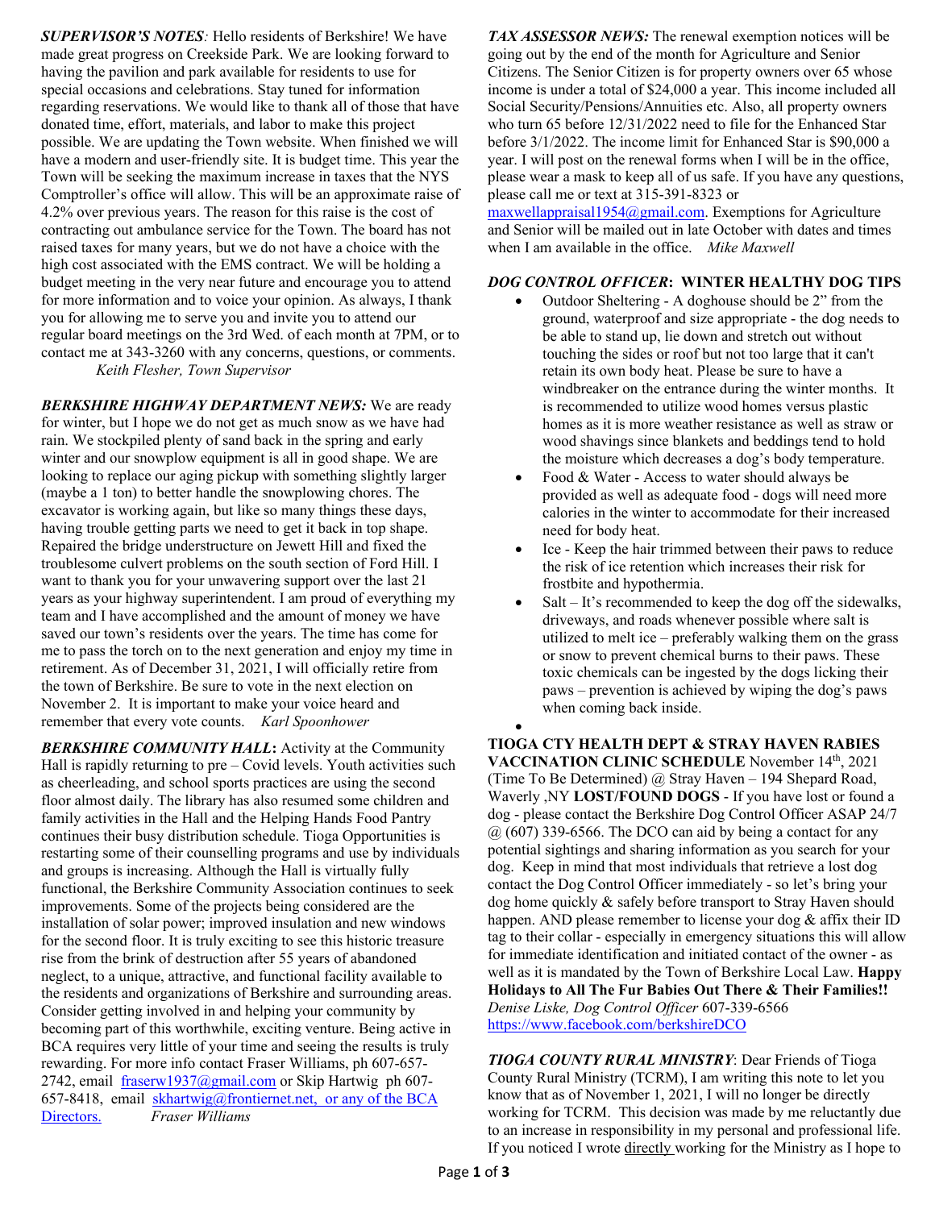***SUPERVISOR'S NOTES**:* Hello residents of Berkshire! We have made great progress on Creekside Park. We are looking forward to having the pavilion and park available for residents to use for special occasions and celebrations. Stay tuned for information regarding reservations. We would like to thank all of those that have donated time, effort, materials, and labor to make this project possible. We are updating the Town website. When finished we will have a modern and user-friendly site. It is budget time. This year the Town will be seeking the maximum increase in taxes that the NYS Comptroller's office will allow. This will be an approximate raise of 4.2% over previous years. The reason for this raise is the cost of contracting out ambulance service for the Town. The board has not raised taxes for many years, but we do not have a choice with the high cost associated with the EMS contract. We will be holding a budget meeting in the very near future and encourage you to attend for more information and to voice your opinion. As always, I thank you for allowing me to serve you and invite you to attend our regular board meetings on the 3rd Wed. of each month at 7PM, or to contact me at 343-3260 with any concerns, questions, or comments.
*Keith Flesher, Town Supervisor*

***BERKSHIRE HIGHWAY DEPARTMENT NEWS:*** We are ready for winter, but I hope we do not get as much snow as we have had rain. We stockpiled plenty of sand back in the spring and early winter and our snowplow equipment is all in good shape. We are looking to replace our aging pickup with something slightly larger (maybe a 1 ton) to better handle the snowplowing chores. The excavator is working again, but like so many things these days, having trouble getting parts we need to get it back in top shape. Repaired the bridge understructure on Jewett Hill and fixed the troublesome culvert problems on the south section of Ford Hill. I want to thank you for your unwavering support over the last 21 years as your highway superintendent. I am proud of everything my team and I have accomplished and the amount of money we have saved our town's residents over the years. The time has come for me to pass the torch on to the next generation and enjoy my time in retirement. As of December 31, 2021, I will officially retire from the town of Berkshire. Be sure to vote in the next election on November 2. It is important to make your voice heard and remember that every vote counts. *Karl Spoonhower*

***BERKSHIRE COMMUNITY HALL*:** Activity at the Community Hall is rapidly returning to pre – Covid levels. Youth activities such as cheerleading, and school sports practices are using the second floor almost daily. The library has also resumed some children and family activities in the Hall and the Helping Hands Food Pantry continues their busy distribution schedule. Tioga Opportunities is restarting some of their counselling programs and use by individuals and groups is increasing. Although the Hall is virtually fully functional, the Berkshire Community Association continues to seek improvements. Some of the projects being considered are the installation of solar power; improved insulation and new windows for the second floor. It is truly exciting to see this historic treasure rise from the brink of destruction after 55 years of abandoned neglect, to a unique, attractive, and functional facility available to the residents and organizations of Berkshire and surrounding areas. Consider getting involved in and helping your community by becoming part of this worthwhile, exciting venture. Being active in BCA requires very little of your time and seeing the results is truly rewarding. For more info contact Fraser Williams, ph 607-657-2742, email fraserw1937@gmail.com or Skip Hartwig ph 607-657-8418, email skhartwig@frontiernet.net, or any of the BCA Directors. *Fraser Williams*

***TAX ASSESSOR NEWS:*** The renewal exemption notices will be going out by the end of the month for Agriculture and Senior Citizens. The Senior Citizen is for property owners over 65 whose income is under a total of $24,000 a year. This income included all Social Security/Pensions/Annuities etc. Also, all property owners who turn 65 before 12/31/2022 need to file for the Enhanced Star before 3/1/2022. The income limit for Enhanced Star is $90,000 a year. I will post on the renewal forms when I will be in the office, please wear a mask to keep all of us safe. If you have any questions, please call me or text at 315-391-8323 or maxwellappraisal1954@gmail.com. Exemptions for Agriculture and Senior will be mailed out in late October with dates and times when I am available in the office. *Mike Maxwell*

***DOG CONTROL OFFICER*: WINTER HEALTHY DOG TIPS**

- Outdoor Sheltering - A doghouse should be 2" from the ground, waterproof and size appropriate - the dog needs to be able to stand up, lie down and stretch out without touching the sides or roof but not too large that it can't retain its own body heat. Please be sure to have a windbreaker on the entrance during the winter months. It is recommended to utilize wood homes versus plastic homes as it is more weather resistance as well as straw or wood shavings since blankets and beddings tend to hold the moisture which decreases a dog's body temperature.
- Food & Water - Access to water should always be provided as well as adequate food - dogs will need more calories in the winter to accommodate for their increased need for body heat.
- Ice - Keep the hair trimmed between their paws to reduce the risk of ice retention which increases their risk for frostbite and hypothermia.
- Salt – It's recommended to keep the dog off the sidewalks, driveways, and roads whenever possible where salt is utilized to melt ice – preferably walking them on the grass or snow to prevent chemical burns to their paws. These toxic chemicals can be ingested by the dogs licking their paws – prevention is achieved by wiping the dog's paws when coming back inside.

**TIOGA CTY HEALTH DEPT & STRAY HAVEN RABIES VACCINATION CLINIC SCHEDULE** November 14th, 2021 (Time To Be Determined) @ Stray Haven – 194 Shepard Road, Waverly ,NY **LOST/FOUND DOGS** - If you have lost or found a dog - please contact the Berkshire Dog Control Officer ASAP 24/7 @ (607) 339-6566. The DCO can aid by being a contact for any potential sightings and sharing information as you search for your dog. Keep in mind that most individuals that retrieve a lost dog contact the Dog Control Officer immediately - so let's bring your dog home quickly & safely before transport to Stray Haven should happen. AND please remember to license your dog & affix their ID tag to their collar - especially in emergency situations this will allow for immediate identification and initiated contact of the owner - as well as it is mandated by the Town of Berkshire Local Law. **Happy Holidays to All The Fur Babies Out There & Their Families!!**
*Denise Liske, Dog Control Officer* 607-339-6566
https://www.facebook.com/berkshireDCO

***TIOGA COUNTY RURAL MINISTRY***: Dear Friends of Tioga County Rural Ministry (TCRM), I am writing this note to let you know that as of November 1, 2021, I will no longer be directly working for TCRM. This decision was made by me reluctantly due to an increase in responsibility in my personal and professional life. If you noticed I wrote directly working for the Ministry as I hope to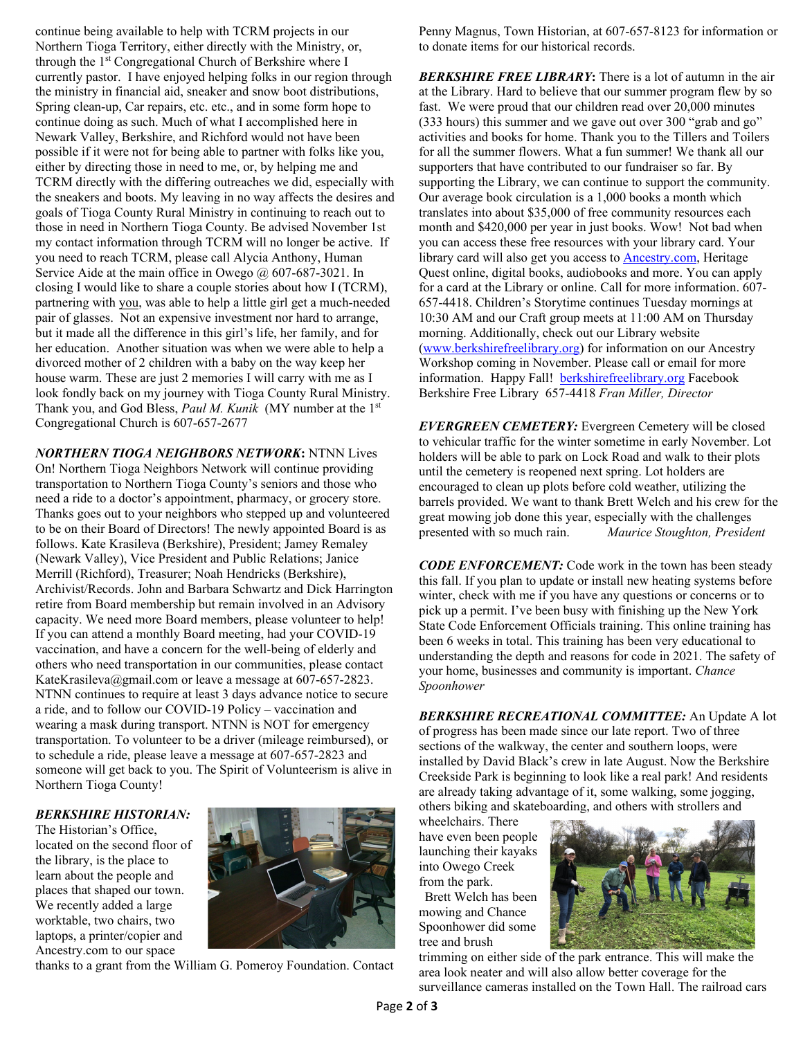continue being available to help with TCRM projects in our Northern Tioga Territory, either directly with the Ministry, or, through the 1st Congregational Church of Berkshire where I currently pastor. I have enjoyed helping folks in our region through the ministry in financial aid, sneaker and snow boot distributions, Spring clean-up, Car repairs, etc. etc., and in some form hope to continue doing as such. Much of what I accomplished here in Newark Valley, Berkshire, and Richford would not have been possible if it were not for being able to partner with folks like you, either by directing those in need to me, or, by helping me and TCRM directly with the differing outreaches we did, especially with the sneakers and boots. My leaving in no way affects the desires and goals of Tioga County Rural Ministry in continuing to reach out to those in need in Northern Tioga County. Be advised November 1st my contact information through TCRM will no longer be active. If you need to reach TCRM, please call Alycia Anthony, Human Service Aide at the main office in Owego @ 607-687-3021. In closing I would like to share a couple stories about how I (TCRM), partnering with you, was able to help a little girl get a much-needed pair of glasses. Not an expensive investment nor hard to arrange, but it made all the difference in this girl's life, her family, and for her education. Another situation was when we were able to help a divorced mother of 2 children with a baby on the way keep her house warm. These are just 2 memories I will carry with me as I look fondly back on my journey with Tioga County Rural Ministry. Thank you, and God Bless, *Paul M. Kunik* (MY number at the 1st Congregational Church is 607-657-2677

***NORTHERN TIOGA NEIGHBORS NETWORK*:** NTNN Lives On! Northern Tioga Neighbors Network will continue providing transportation to Northern Tioga County's seniors and those who need a ride to a doctor's appointment, pharmacy, or grocery store. Thanks goes out to your neighbors who stepped up and volunteered to be on their Board of Directors! The newly appointed Board is as follows. Kate Krasileva (Berkshire), President; Jamey Remaley (Newark Valley), Vice President and Public Relations; Janice Merrill (Richford), Treasurer; Noah Hendricks (Berkshire), Archivist/Records. John and Barbara Schwartz and Dick Harrington retire from Board membership but remain involved in an Advisory capacity. We need more Board members, please volunteer to help! If you can attend a monthly Board meeting, had your COVID-19 vaccination, and have a concern for the well-being of elderly and others who need transportation in our communities, please contact KateKrasileva@gmail.com or leave a message at 607-657-2823. NTNN continues to require at least 3 days advance notice to secure a ride, and to follow our COVID-19 Policy – vaccination and wearing a mask during transport. NTNN is NOT for emergency transportation. To volunteer to be a driver (mileage reimbursed), or to schedule a ride, please leave a message at 607-657-2823 and someone will get back to you. The Spirit of Volunteerism is alive in Northern Tioga County!

***BERKSHIRE HISTORIAN:*** The Historian's Office, located on the second floor of the library, is the place to learn about the people and places that shaped our town. We recently added a large worktable, two chairs, two laptops, a printer/copier and Ancestry.com to our space thanks to a grant from the William G. Pomeroy Foundation. Contact Penny Magnus, Town Historian, at 607-657-8123 for information or to donate items for our historical records.

***BERKSHIRE FREE LIBRARY*:** There is a lot of autumn in the air at the Library. Hard to believe that our summer program flew by so fast. We were proud that our children read over 20,000 minutes (333 hours) this summer and we gave out over 300 "grab and go" activities and books for home. Thank you to the Tillers and Toilers for all the summer flowers. What a fun summer! We thank all our supporters that have contributed to our fundraiser so far. By supporting the Library, we can continue to support the community. Our average book circulation is a 1,000 books a month which translates into about $35,000 of free community resources each month and $420,000 per year in just books. Wow! Not bad when you can access these free resources with your library card. Your library card will also get you access to Ancestry.com, Heritage Quest online, digital books, audiobooks and more. You can apply for a card at the Library or online. Call for more information. 607-657-4418. Children's Storytime continues Tuesday mornings at 10:30 AM and our Craft group meets at 11:00 AM on Thursday morning. Additionally, check out our Library website (www.berkshirefreelibrary.org) for information on our Ancestry Workshop coming in November. Please call or email for more information. Happy Fall! berkshirefreelibrary.org Facebook Berkshire Free Library 657-4418 *Fran Miller, Director*

***EVERGREEN CEMETERY:*** Evergreen Cemetery will be closed to vehicular traffic for the winter sometime in early November. Lot holders will be able to park on Lock Road and walk to their plots until the cemetery is reopened next spring. Lot holders are encouraged to clean up plots before cold weather, utilizing the barrels provided. We want to thank Brett Welch and his crew for the great mowing job done this year, especially with the challenges presented with so much rain. *Maurice Stoughton, President*

***CODE ENFORCEMENT:*** Code work in the town has been steady this fall. If you plan to update or install new heating systems before winter, check with me if you have any questions or concerns or to pick up a permit. I've been busy with finishing up the New York State Code Enforcement Officials training. This online training has been 6 weeks in total. This training has been very educational to understanding the depth and reasons for code in 2021. The safety of your home, businesses and community is important. *Chance Spoonhower*

***BERKSHIRE RECREATIONAL COMMITTEE:*** An Update A lot of progress has been made since our late report. Two of three sections of the walkway, the center and southern loops, were installed by David Black's crew in late August. Now the Berkshire Creekside Park is beginning to look like a real park! And residents are already taking advantage of it, some walking, some jogging, others biking and skateboarding, and others with strollers and wheelchairs. There have even been people launching their kayaks into Owego Creek from the park.

Brett Welch has been mowing and Chance Spoonhower did some tree and brush trimming on either side of the park entrance. This will make the area look neater and will also allow better coverage for the surveillance cameras installed on the Town Hall. The railroad cars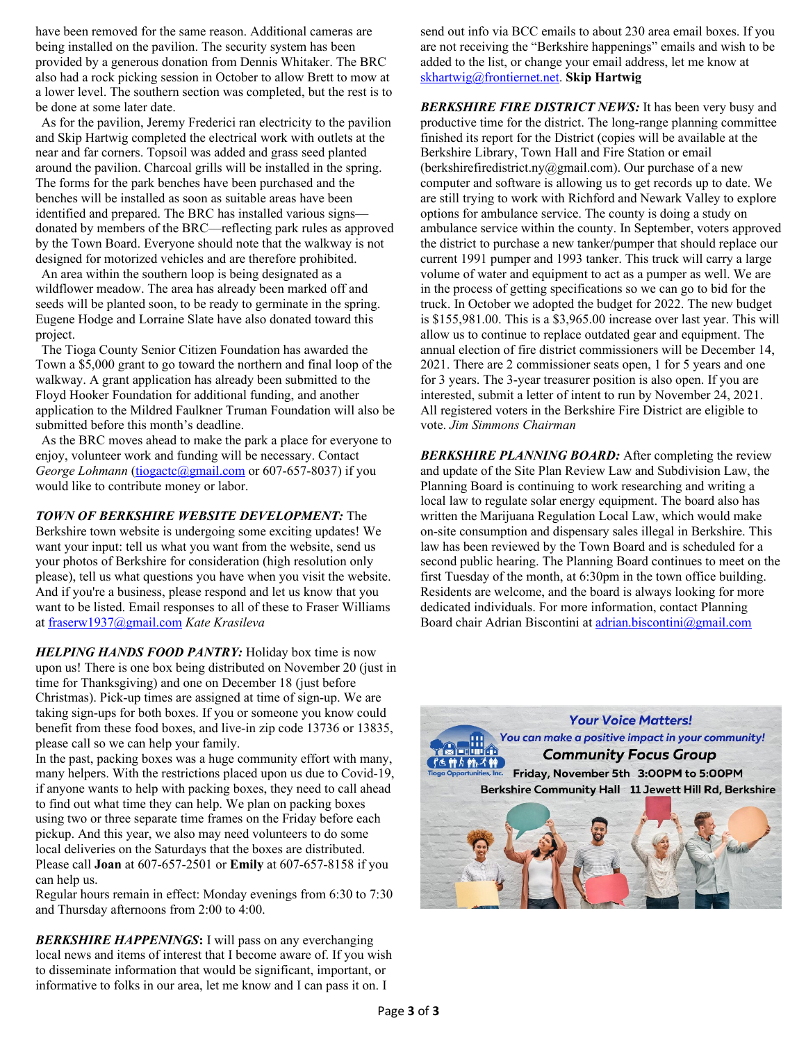have been removed for the same reason. Additional cameras are being installed on the pavilion. The security system has been provided by a generous donation from Dennis Whitaker. The BRC also had a rock picking session in October to allow Brett to mow at a lower level. The southern section was completed, but the rest is to be done at some later date.

As for the pavilion, Jeremy Frederici ran electricity to the pavilion and Skip Hartwig completed the electrical work with outlets at the near and far corners. Topsoil was added and grass seed planted around the pavilion. Charcoal grills will be installed in the spring. The forms for the park benches have been purchased and the benches will be installed as soon as suitable areas have been identified and prepared. The BRC has installed various signs—donated by members of the BRC—reflecting park rules as approved by the Town Board. Everyone should note that the walkway is not designed for motorized vehicles and are therefore prohibited.

An area within the southern loop is being designated as a wildflower meadow. The area has already been marked off and seeds will be planted soon, to be ready to germinate in the spring. Eugene Hodge and Lorraine Slate have also donated toward this project.

The Tioga County Senior Citizen Foundation has awarded the Town a $5,000 grant to go toward the northern and final loop of the walkway. A grant application has already been submitted to the Floyd Hooker Foundation for additional funding, and another application to the Mildred Faulkner Truman Foundation will also be submitted before this month's deadline.

As the BRC moves ahead to make the park a place for everyone to enjoy, volunteer work and funding will be necessary. Contact *George Lohmann* (tiogactc@gmail.com or 607-657-8037) if you would like to contribute money or labor.

***TOWN OF BERKSHIRE WEBSITE DEVELOPMENT:*** The Berkshire town website is undergoing some exciting updates! We want your input: tell us what you want from the website, send us your photos of Berkshire for consideration (high resolution only please), tell us what questions you have when you visit the website. And if you're a business, please respond and let us know that you want to be listed. Email responses to all of these to Fraser Williams at fraserw1937@gmail.com *Kate Krasileva*

***HELPING HANDS FOOD PANTRY:*** Holiday box time is now upon us! There is one box being distributed on November 20 (just in time for Thanksgiving) and one on December 18 (just before Christmas). Pick-up times are assigned at time of sign-up. We are taking sign-ups for both boxes. If you or someone you know could benefit from these food boxes, and live-in zip code 13736 or 13835, please call so we can help your family.

In the past, packing boxes was a huge community effort with many, many helpers. With the restrictions placed upon us due to Covid-19, if anyone wants to help with packing boxes, they need to call ahead to find out what time they can help. We plan on packing boxes using two or three separate time frames on the Friday before each pickup. And this year, we also may need volunteers to do some local deliveries on the Saturdays that the boxes are distributed. Please call **Joan** at 607-657-2501 or **Emily** at 607-657-8158 if you can help us.

Regular hours remain in effect: Monday evenings from 6:30 to 7:30 and Thursday afternoons from 2:00 to 4:00.

***BERKSHIRE HAPPENINGS*:** I will pass on any everchanging local news and items of interest that I become aware of. If you wish to disseminate information that would be significant, important, or informative to folks in our area, let me know and I can pass it on. I send out info via BCC emails to about 230 area email boxes. If you are not receiving the "Berkshire happenings" emails and wish to be added to the list, or change your email address, let me know at skhartwig@frontiernet.net. **Skip Hartwig**

***BERKSHIRE FIRE DISTRICT NEWS:*** It has been very busy and productive time for the district. The long-range planning committee finished its report for the District (copies will be available at the Berkshire Library, Town Hall and Fire Station or email (berkshirefiredistrict.ny@gmail.com). Our purchase of a new computer and software is allowing us to get records up to date. We are still trying to work with Richford and Newark Valley to explore options for ambulance service. The county is doing a study on ambulance service within the county. In September, voters approved the district to purchase a new tanker/pumper that should replace our current 1991 pumper and 1993 tanker. This truck will carry a large volume of water and equipment to act as a pumper as well. We are in the process of getting specifications so we can go to bid for the truck. In October we adopted the budget for 2022. The new budget is $155,981.00. This is a $3,965.00 increase over last year. This will allow us to continue to replace outdated gear and equipment. The annual election of fire district commissioners will be December 14, 2021. There are 2 commissioner seats open, 1 for 5 years and one for 3 years. The 3-year treasurer position is also open. If you are interested, submit a letter of intent to run by November 24, 2021. All registered voters in the Berkshire Fire District are eligible to vote. *Jim Simmons Chairman*

***BERKSHIRE PLANNING BOARD:*** After completing the review and update of the Site Plan Review Law and Subdivision Law, the Planning Board is continuing to work researching and writing a local law to regulate solar energy equipment. The board also has written the Marijuana Regulation Local Law, which would make on-site consumption and dispensary sales illegal in Berkshire. This law has been reviewed by the Town Board and is scheduled for a second public hearing. The Planning Board continues to meet on the first Tuesday of the month, at 6:30pm in the town office building. Residents are welcome, and the board is always looking for more dedicated individuals. For more information, contact Planning Board chair Adrian Biscontini at adrian.biscontini@gmail.com

*Your Voice Matters!*

*You can make a positive impact in your community!*

**Community Focus Group**

Tioga Opportunities, Inc.

**Friday, November 5th 3:00PM to 5:00PM**

**Berkshire Community Hall 11 Jewett Hill Rd, Berkshire**